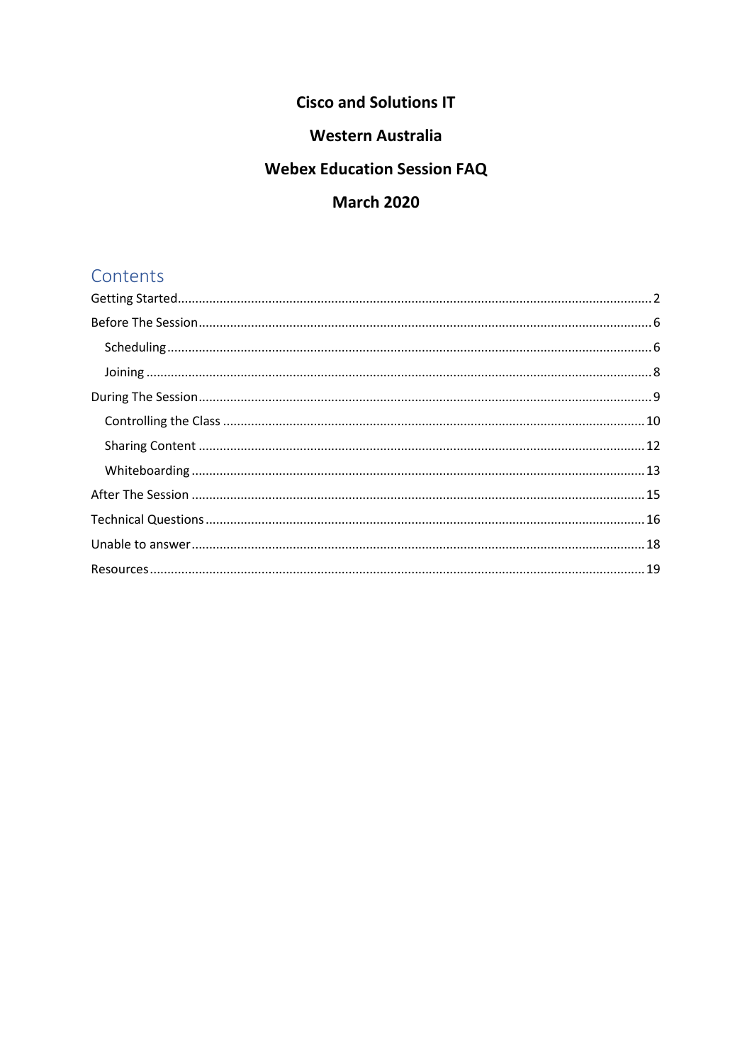**Cisco and Solutions IT**

**Western Australia**

**Webex Education Session FAQ**

**March 2020**

## Contents

- Getting Started ... 2
- Before The Session ... 6
  - Scheduling ... 6
  - Joining ... 8
- During The Session ... 9
  - Controlling the Class ... 10
  - Sharing Content ... 12
  - Whiteboarding ... 13
- After The Session ... 15
- Technical Questions ... 16
- Unable to answer ... 18
- Resources ... 19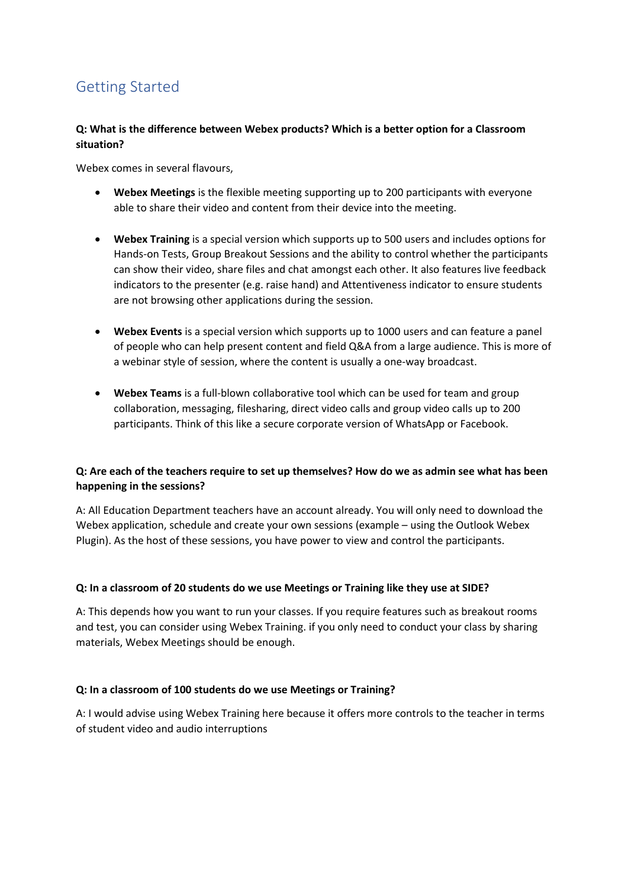## Getting Started

**Q: What is the difference between Webex products? Which is a better option for a Classroom situation?**

Webex comes in several flavours,

- **Webex Meetings** is the flexible meeting supporting up to 200 participants with everyone able to share their video and content from their device into the meeting.

- **Webex Training** is a special version which supports up to 500 users and includes options for Hands-on Tests, Group Breakout Sessions and the ability to control whether the participants can show their video, share files and chat amongst each other. It also features live feedback indicators to the presenter (e.g. raise hand) and Attentiveness indicator to ensure students are not browsing other applications during the session.

- **Webex Events** is a special version which supports up to 1000 users and can feature a panel of people who can help present content and field Q&A from a large audience. This is more of a webinar style of session, where the content is usually a one-way broadcast.

- **Webex Teams** is a full-blown collaborative tool which can be used for team and group collaboration, messaging, filesharing, direct video calls and group video calls up to 200 participants. Think of this like a secure corporate version of WhatsApp or Facebook.

**Q: Are each of the teachers require to set up themselves? How do we as admin see what has been happening in the sessions?**

A: All Education Department teachers have an account already. You will only need to download the Webex application, schedule and create your own sessions (example – using the Outlook Webex Plugin). As the host of these sessions, you have power to view and control the participants.

**Q: In a classroom of 20 students do we use Meetings or Training like they use at SIDE?**

A: This depends how you want to run your classes. If you require features such as breakout rooms and test, you can consider using Webex Training. if you only need to conduct your class by sharing materials, Webex Meetings should be enough.

**Q: In a classroom of 100 students do we use Meetings or Training?**

A: I would advise using Webex Training here because it offers more controls to the teacher in terms of student video and audio interruptions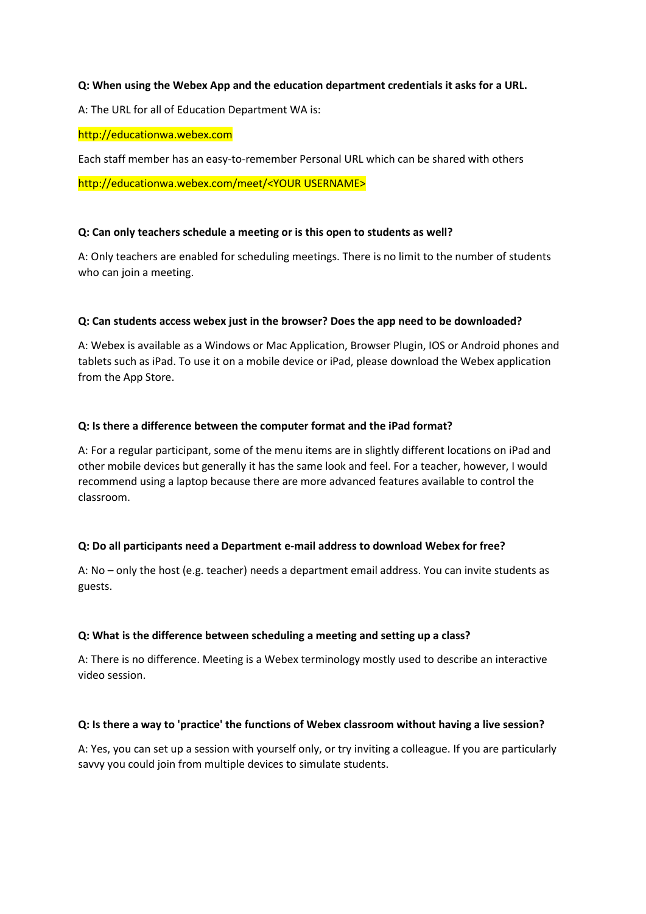**Q: When using the Webex App and the education department credentials it asks for a URL.**

A: The URL for all of Education Department WA is:

http://educationwa.webex.com

Each staff member has an easy-to-remember Personal URL which can be shared with others

http://educationwa.webex.com/meet/<YOUR USERNAME>

**Q: Can only teachers schedule a meeting or is this open to students as well?**

A: Only teachers are enabled for scheduling meetings. There is no limit to the number of students who can join a meeting.

**Q: Can students access webex just in the browser? Does the app need to be downloaded?**

A: Webex is available as a Windows or Mac Application, Browser Plugin, IOS or Android phones and tablets such as iPad. To use it on a mobile device or iPad, please download the Webex application from the App Store.

**Q: Is there a difference between the computer format and the iPad format?**

A: For a regular participant, some of the menu items are in slightly different locations on iPad and other mobile devices but generally it has the same look and feel. For a teacher, however, I would recommend using a laptop because there are more advanced features available to control the classroom.

**Q: Do all participants need a Department e-mail address to download Webex for free?**

A: No – only the host (e.g. teacher) needs a department email address. You can invite students as guests.

**Q: What is the difference between scheduling a meeting and setting up a class?**

A: There is no difference. Meeting is a Webex terminology mostly used to describe an interactive video session.

**Q: Is there a way to 'practice' the functions of Webex classroom without having a live session?**

A: Yes, you can set up a session with yourself only, or try inviting a colleague. If you are particularly savvy you could join from multiple devices to simulate students.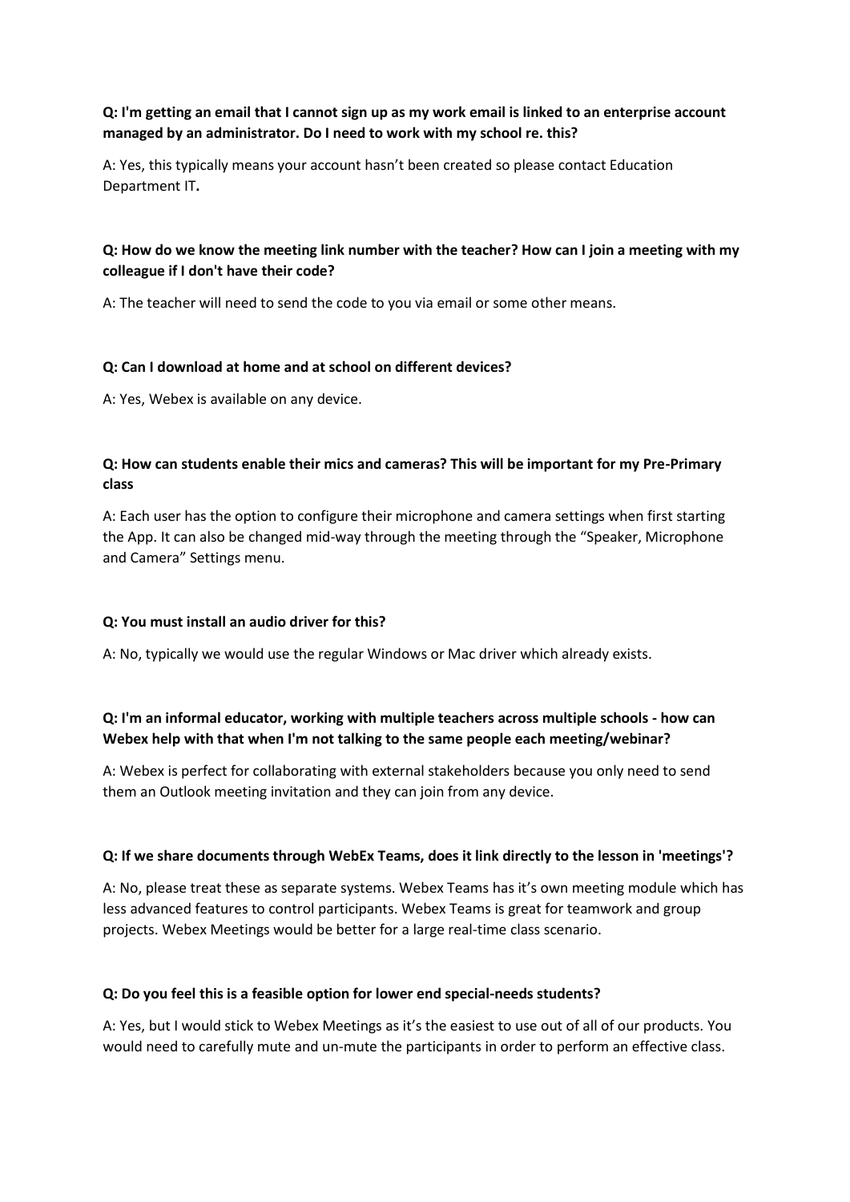**Q: I'm getting an email that I cannot sign up as my work email is linked to an enterprise account managed by an administrator. Do I need to work with my school re. this?**

A: Yes, this typically means your account hasn't been created so please contact Education Department IT**.**

**Q: How do we know the meeting link number with the teacher? How can I join a meeting with my colleague if I don't have their code?**

A: The teacher will need to send the code to you via email or some other means.

**Q: Can I download at home and at school on different devices?**

A: Yes, Webex is available on any device.

**Q: How can students enable their mics and cameras? This will be important for my Pre-Primary class**

A: Each user has the option to configure their microphone and camera settings when first starting the App. It can also be changed mid-way through the meeting through the "Speaker, Microphone and Camera" Settings menu.

**Q: You must install an audio driver for this?**

A: No, typically we would use the regular Windows or Mac driver which already exists.

**Q: I'm an informal educator, working with multiple teachers across multiple schools - how can Webex help with that when I'm not talking to the same people each meeting/webinar?**

A: Webex is perfect for collaborating with external stakeholders because you only need to send them an Outlook meeting invitation and they can join from any device.

**Q: If we share documents through WebEx Teams, does it link directly to the lesson in 'meetings'?**

A: No, please treat these as separate systems. Webex Teams has it's own meeting module which has less advanced features to control participants. Webex Teams is great for teamwork and group projects. Webex Meetings would be better for a large real-time class scenario.

**Q: Do you feel this is a feasible option for lower end special-needs students?**

A: Yes, but I would stick to Webex Meetings as it's the easiest to use out of all of our products. You would need to carefully mute and un-mute the participants in order to perform an effective class.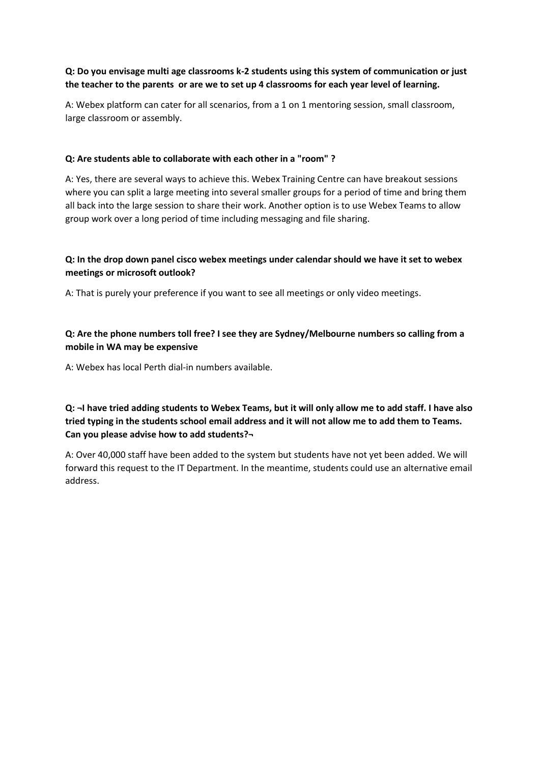**Q: Do you envisage multi age classrooms k-2 students using this system of communication or just the teacher to the parents  or are we to set up 4 classrooms for each year level of learning.**

A: Webex platform can cater for all scenarios, from a 1 on 1 mentoring session, small classroom, large classroom or assembly.

**Q: Are students able to collaborate with each other in a "room" ?**

A: Yes, there are several ways to achieve this. Webex Training Centre can have breakout sessions where you can split a large meeting into several smaller groups for a period of time and bring them all back into the large session to share their work. Another option is to use Webex Teams to allow group work over a long period of time including messaging and file sharing.

**Q: In the drop down panel cisco webex meetings under calendar should we have it set to webex meetings or microsoft outlook?**

A: That is purely your preference if you want to see all meetings or only video meetings.

**Q: Are the phone numbers toll free? I see they are Sydney/Melbourne numbers so calling from a mobile in WA may be expensive**

A: Webex has local Perth dial-in numbers available.

**Q: ¬I have tried adding students to Webex Teams, but it will only allow me to add staff. I have also tried typing in the students school email address and it will not allow me to add them to Teams. Can you please advise how to add students?¬**

A: Over 40,000 staff have been added to the system but students have not yet been added. We will forward this request to the IT Department. In the meantime, students could use an alternative email address.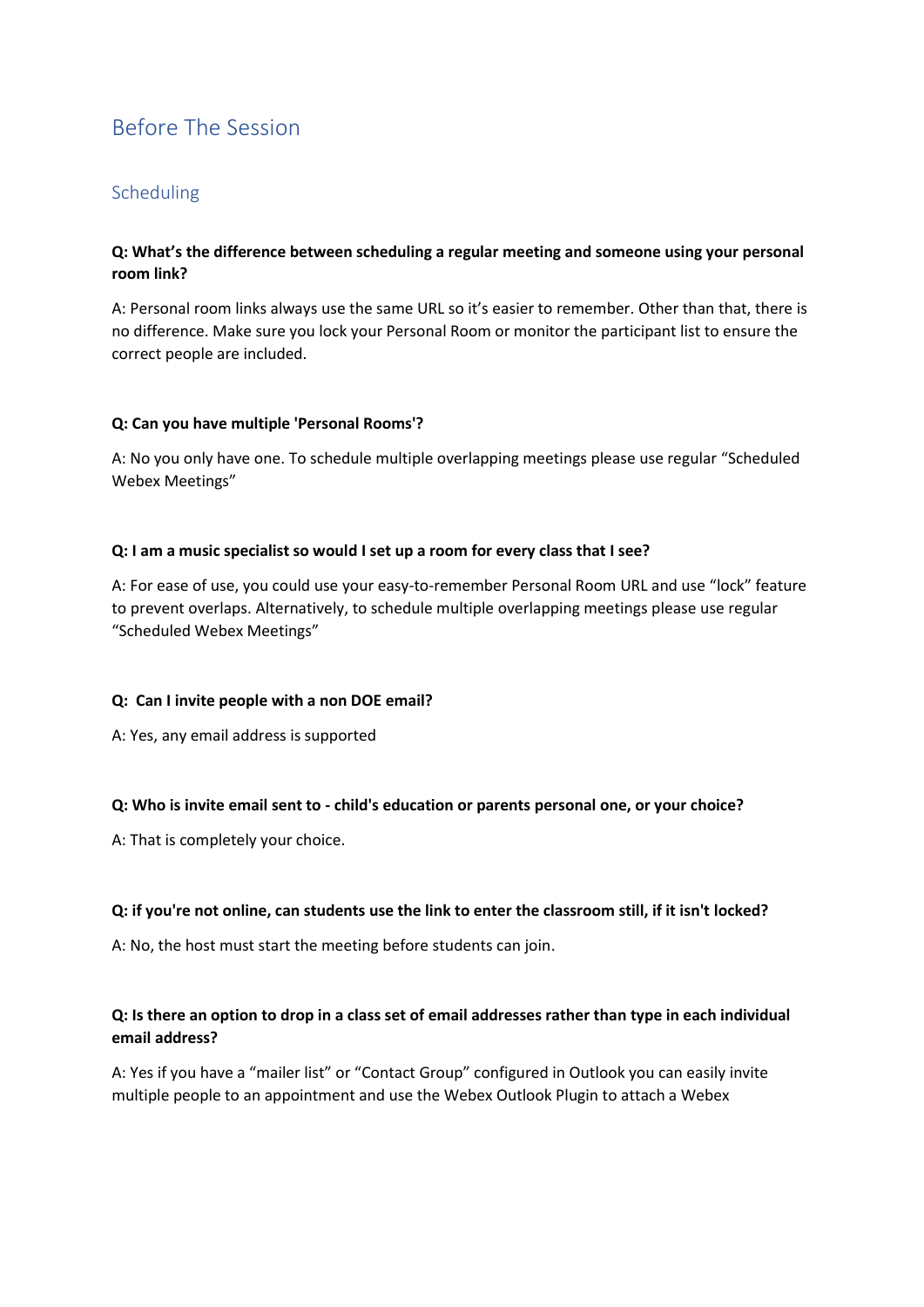# Before The Session

## Scheduling

**Q: What's the difference between scheduling a regular meeting and someone using your personal room link?**

A: Personal room links always use the same URL so it's easier to remember. Other than that, there is no difference. Make sure you lock your Personal Room or monitor the participant list to ensure the correct people are included.

**Q: Can you have multiple 'Personal Rooms'?**

A: No you only have one. To schedule multiple overlapping meetings please use regular "Scheduled Webex Meetings"

**Q: I am a music specialist so would I set up a room for every class that I see?**

A: For ease of use, you could use your easy-to-remember Personal Room URL and use "lock" feature to prevent overlaps. Alternatively, to schedule multiple overlapping meetings please use regular "Scheduled Webex Meetings"

**Q: Can I invite people with a non DOE email?**

A: Yes, any email address is supported

**Q: Who is invite email sent to - child's education or parents personal one, or your choice?**

A: That is completely your choice.

**Q: if you're not online, can students use the link to enter the classroom still, if it isn't locked?**

A: No, the host must start the meeting before students can join.

**Q: Is there an option to drop in a class set of email addresses rather than type in each individual email address?**

A: Yes if you have a "mailer list" or "Contact Group" configured in Outlook you can easily invite multiple people to an appointment and use the Webex Outlook Plugin to attach a Webex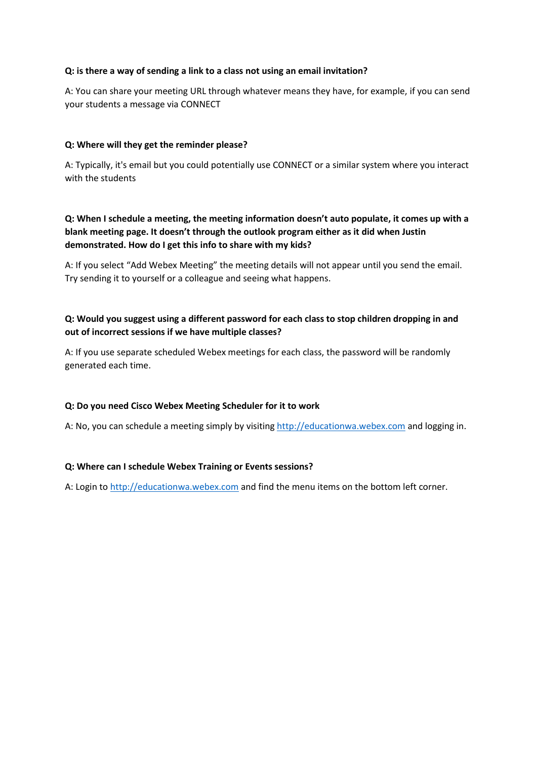**Q: is there a way of sending a link to a class not using an email invitation?**

A: You can share your meeting URL through whatever means they have, for example, if you can send your students a message via CONNECT

**Q: Where will they get the reminder please?**

A: Typically, it's email but you could potentially use CONNECT or a similar system where you interact with the students

**Q: When I schedule a meeting, the meeting information doesn't auto populate, it comes up with a blank meeting page. It doesn't through the outlook program either as it did when Justin demonstrated. How do I get this info to share with my kids?**

A: If you select "Add Webex Meeting" the meeting details will not appear until you send the email. Try sending it to yourself or a colleague and seeing what happens.

**Q: Would you suggest using a different password for each class to stop children dropping in and out of incorrect sessions if we have multiple classes?**

A: If you use separate scheduled Webex meetings for each class, the password will be randomly generated each time.

**Q: Do you need Cisco Webex Meeting Scheduler for it to work**

A: No, you can schedule a meeting simply by visiting [http://educationwa.webex.com](http://educationwa.webex.com) and logging in.

**Q: Where can I schedule Webex Training or Events sessions?**

A: Login to [http://educationwa.webex.com](http://educationwa.webex.com) and find the menu items on the bottom left corner.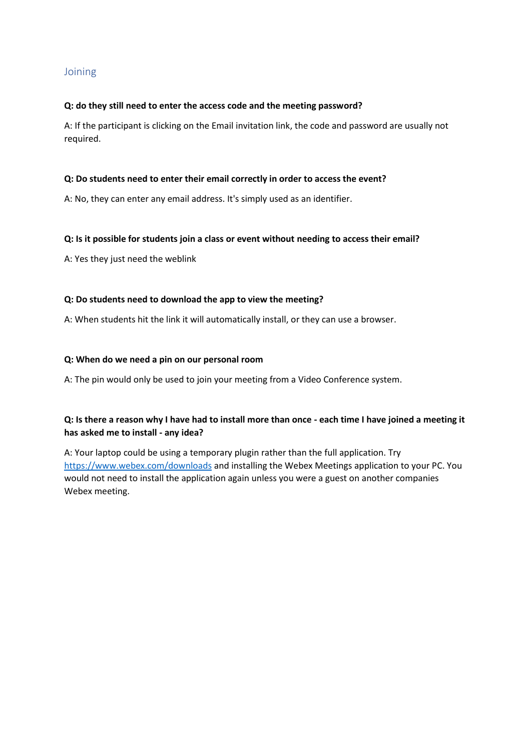## Joining

**Q: do they still need to enter the access code and the meeting password?**

A: If the participant is clicking on the Email invitation link, the code and password are usually not required.

**Q: Do students need to enter their email correctly in order to access the event?**

A: No, they can enter any email address. It's simply used as an identifier.

**Q: Is it possible for students join a class or event without needing to access their email?**

A: Yes they just need the weblink

**Q: Do students need to download the app to view the meeting?**

A: When students hit the link it will automatically install, or they can use a browser.

**Q: When do we need a pin on our personal room**

A: The pin would only be used to join your meeting from a Video Conference system.

**Q: Is there a reason why I have had to install more than once - each time I have joined a meeting it has asked me to install - any idea?**

A: Your laptop could be using a temporary plugin rather than the full application. Try [https://www.webex.com/downloads](https://www.webex.com/downloads) and installing the Webex Meetings application to your PC. You would not need to install the application again unless you were a guest on another companies Webex meeting.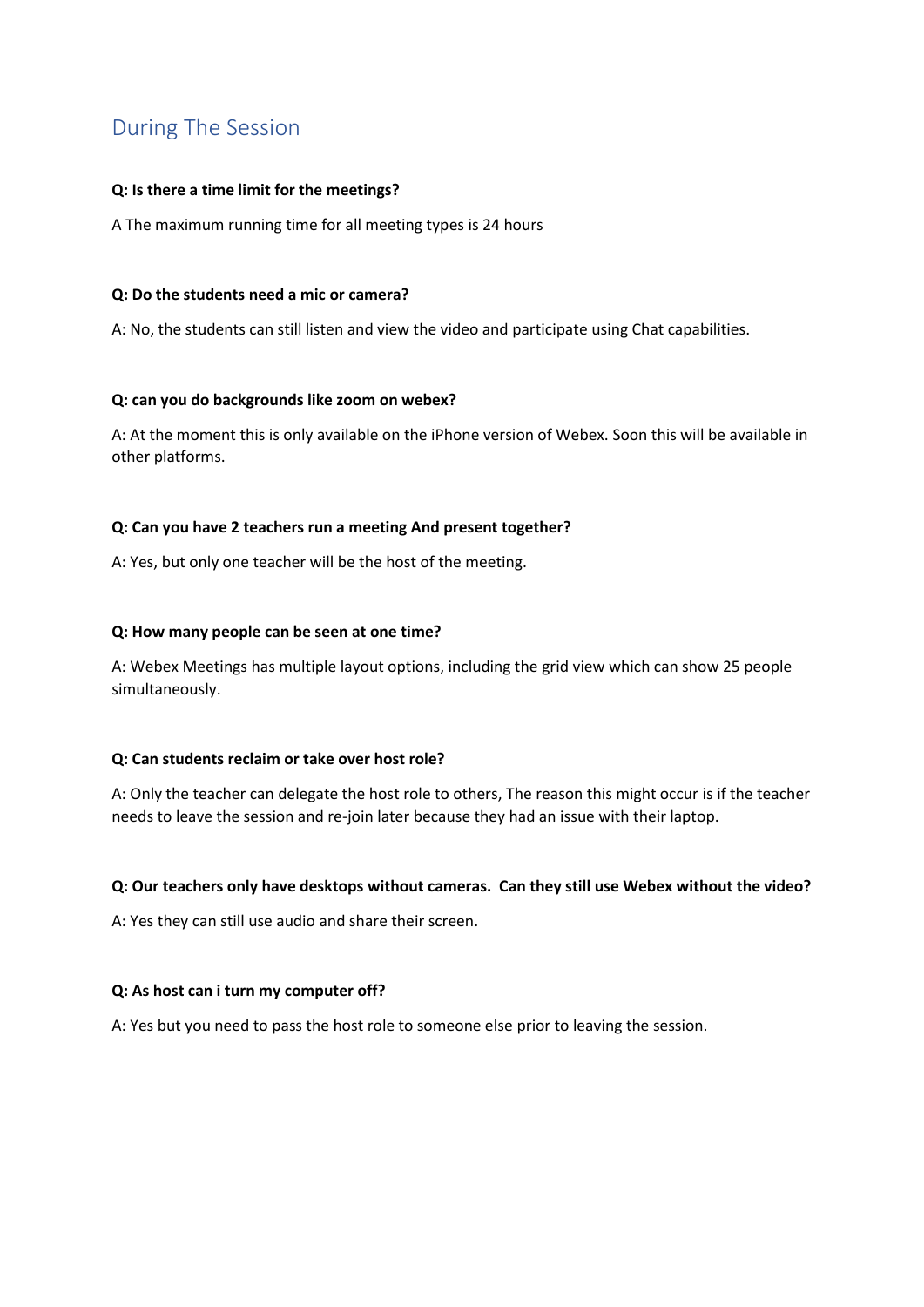## During The Session

**Q: Is there a time limit for the meetings?**

A The maximum running time for all meeting types is 24 hours

**Q: Do the students need a mic or camera?**

A: No, the students can still listen and view the video and participate using Chat capabilities.

**Q: can you do backgrounds like zoom on webex?**

A: At the moment this is only available on the iPhone version of Webex. Soon this will be available in other platforms.

**Q: Can you have 2 teachers run a meeting And present together?**

A: Yes, but only one teacher will be the host of the meeting.

**Q: How many people can be seen at one time?**

A: Webex Meetings has multiple layout options, including the grid view which can show 25 people simultaneously.

**Q: Can students reclaim or take over host role?**

A: Only the teacher can delegate the host role to others, The reason this might occur is if the teacher needs to leave the session and re-join later because they had an issue with their laptop.

**Q: Our teachers only have desktops without cameras. Can they still use Webex without the video?**

A: Yes they can still use audio and share their screen.

**Q: As host can i turn my computer off?**

A: Yes but you need to pass the host role to someone else prior to leaving the session.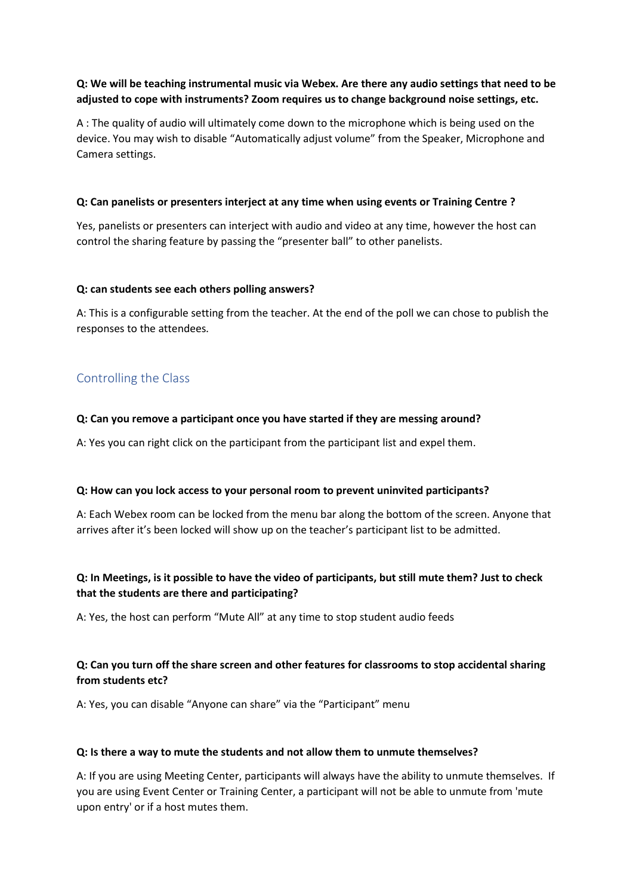**Q: We will be teaching instrumental music via Webex. Are there any audio settings that need to be adjusted to cope with instruments? Zoom requires us to change background noise settings, etc.**

A : The quality of audio will ultimately come down to the microphone which is being used on the device. You may wish to disable "Automatically adjust volume" from the Speaker, Microphone and Camera settings.

**Q: Can panelists or presenters interject at any time when using events or Training Centre ?**

Yes, panelists or presenters can interject with audio and video at any time, however the host can control the sharing feature by passing the "presenter ball" to other panelists.

**Q: can students see each others polling answers?**

A: This is a configurable setting from the teacher. At the end of the poll we can chose to publish the responses to the attendees.

## Controlling the Class

**Q: Can you remove a participant once you have started if they are messing around?**

A: Yes you can right click on the participant from the participant list and expel them.

**Q: How can you lock access to your personal room to prevent uninvited participants?**

A: Each Webex room can be locked from the menu bar along the bottom of the screen. Anyone that arrives after it's been locked will show up on the teacher's participant list to be admitted.

**Q: In Meetings, is it possible to have the video of participants, but still mute them? Just to check that the students are there and participating?**

A: Yes, the host can perform "Mute All" at any time to stop student audio feeds

**Q: Can you turn off the share screen and other features for classrooms to stop accidental sharing from students etc?**

A: Yes, you can disable "Anyone can share" via the "Participant" menu

**Q: Is there a way to mute the students and not allow them to unmute themselves?**

A: If you are using Meeting Center, participants will always have the ability to unmute themselves. If you are using Event Center or Training Center, a participant will not be able to unmute from 'mute upon entry' or if a host mutes them.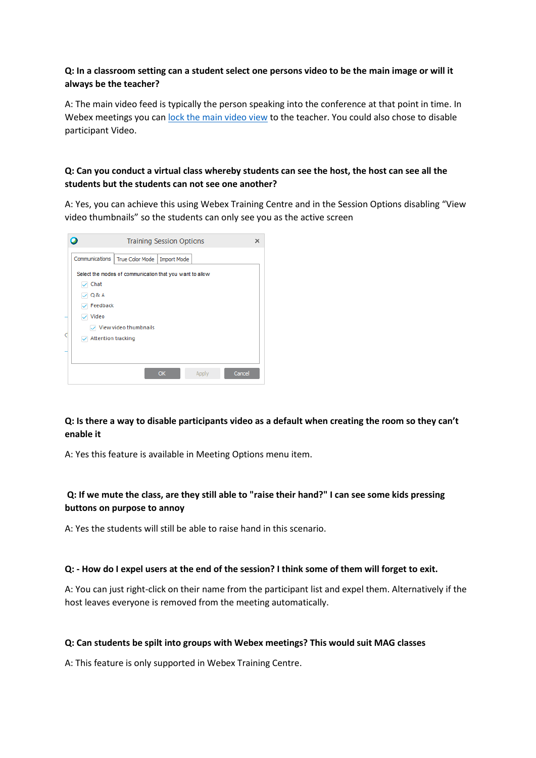**Q: In a classroom setting can a student select one persons video to be the main image or will it always be the teacher?**

A: The main video feed is typically the person speaking into the conference at that point in time. In Webex meetings you can [lock the main video view] to the teacher. You could also chose to disable participant Video.

**Q: Can you conduct a virtual class whereby students can see the host, the host can see all the students but the students can not see one another?**

A: Yes, you can achieve this using Webex Training Centre and in the Session Options disabling "View video thumbnails" so the students can only see you as the active screen

Training Session Options

Communications | True Color Mode | Import Mode

Select the modes of communication that you want to allow

- [x] Chat
- [x] Q & A
- [x] Feedback
- [x] Video
  - [x] View video thumbnails
- [x] Attention tracking

OK | Apply | Cancel

**Q: Is there a way to disable participants video as a default when creating the room so they can't enable it**

A: Yes this feature is available in Meeting Options menu item.

**Q: If we mute the class, are they still able to "raise their hand?" I can see some kids pressing buttons on purpose to annoy**

A: Yes the students will still be able to raise hand in this scenario.

**Q: - How do I expel users at the end of the session? I think some of them will forget to exit.**

A: You can just right-click on their name from the participant list and expel them. Alternatively if the host leaves everyone is removed from the meeting automatically.

**Q: Can students be spilt into groups with Webex meetings? This would suit MAG classes**

A: This feature is only supported in Webex Training Centre.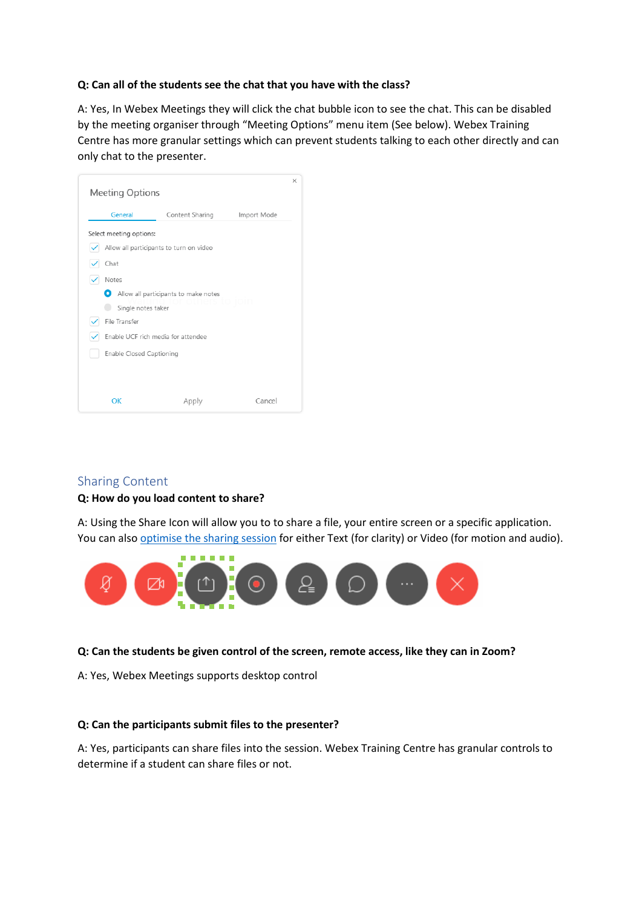**Q: Can all of the students see the chat that you have with the class?**

A: Yes, In Webex Meetings they will click the chat bubble icon to see the chat. This can be disabled by the meeting organiser through "Meeting Options" menu item (See below). Webex Training Centre has more granular settings which can prevent students talking to each other directly and can only chat to the presenter.

## Sharing Content

**Q: How do you load content to share?**

A: Using the Share Icon will allow you to to share a file, your entire screen or a specific application. You can also [optimise the sharing session]() for either Text (for clarity) or Video (for motion and audio).

**Q: Can the students be given control of the screen, remote access, like they can in Zoom?**

A: Yes, Webex Meetings supports desktop control

**Q: Can the participants submit files to the presenter?**

A: Yes, participants can share files into the session. Webex Training Centre has granular controls to determine if a student can share files or not.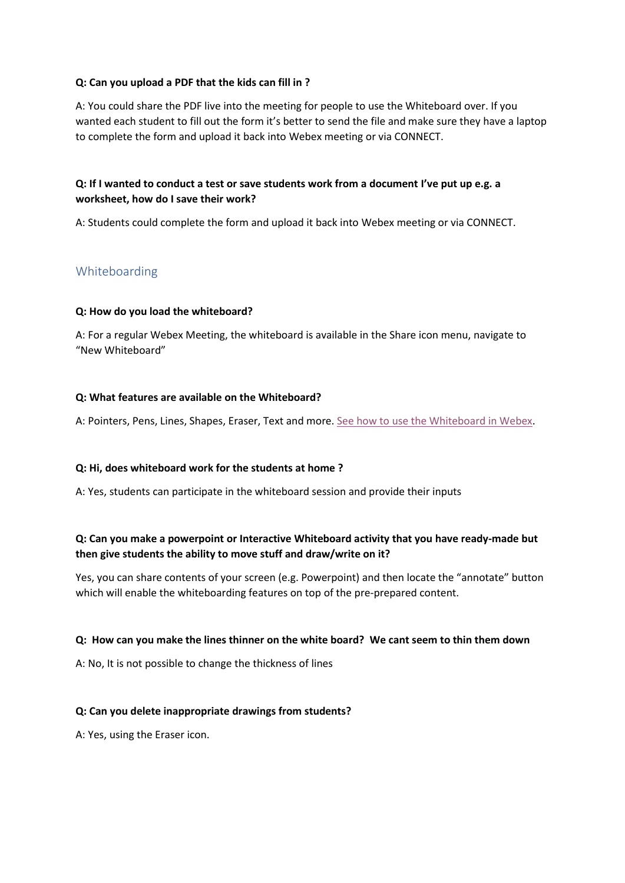**Q: Can you upload a PDF that the kids can fill in ?**

A: You could share the PDF live into the meeting for people to use the Whiteboard over. If you wanted each student to fill out the form it's better to send the file and make sure they have a laptop to complete the form and upload it back into Webex meeting or via CONNECT.

**Q: If I wanted to conduct a test or save students work from a document I've put up e.g. a worksheet, how do I save their work?**

A: Students could complete the form and upload it back into Webex meeting or via CONNECT.

## Whiteboarding

**Q: How do you load the whiteboard?**

A: For a regular Webex Meeting, the whiteboard is available in the Share icon menu, navigate to "New Whiteboard"

**Q: What features are available on the Whiteboard?**

A: Pointers, Pens, Lines, Shapes, Eraser, Text and more. See how to use the Whiteboard in Webex.

**Q: Hi, does whiteboard work for the students at home ?**

A: Yes, students can participate in the whiteboard session and provide their inputs

**Q: Can you make a powerpoint or Interactive Whiteboard activity that you have ready-made but then give students the ability to move stuff and draw/write on it?**

Yes, you can share contents of your screen (e.g. Powerpoint) and then locate the "annotate" button which will enable the whiteboarding features on top of the pre-prepared content.

**Q: How can you make the lines thinner on the white board? We cant seem to thin them down**

A: No, It is not possible to change the thickness of lines

**Q: Can you delete inappropriate drawings from students?**

A: Yes, using the Eraser icon.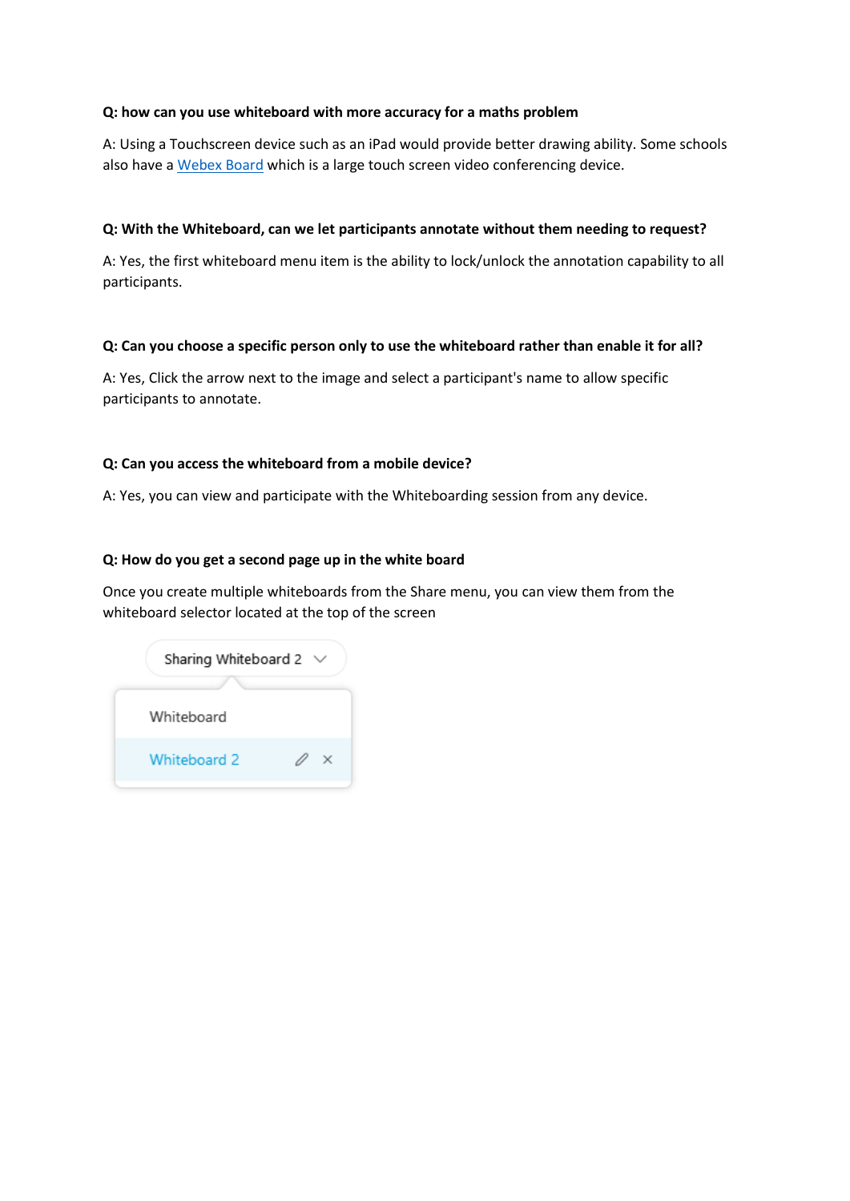**Q: how can you use whiteboard with more accuracy for a maths problem**

A: Using a Touchscreen device such as an iPad would provide better drawing ability. Some schools also have a Webex Board which is a large touch screen video conferencing device.

**Q: With the Whiteboard, can we let participants annotate without them needing to request?**

A: Yes, the first whiteboard menu item is the ability to lock/unlock the annotation capability to all participants.

**Q: Can you choose a specific person only to use the whiteboard rather than enable it for all?**

A: Yes, Click the arrow next to the image and select a participant's name to allow specific participants to annotate.

**Q: Can you access the whiteboard from a mobile device?**

A: Yes, you can view and participate with the Whiteboarding session from any device.

**Q: How do you get a second page up in the white board**

Once you create multiple whiteboards from the Share menu, you can view them from the whiteboard selector located at the top of the screen

Sharing Whiteboard 2

Whiteboard

Whiteboard 2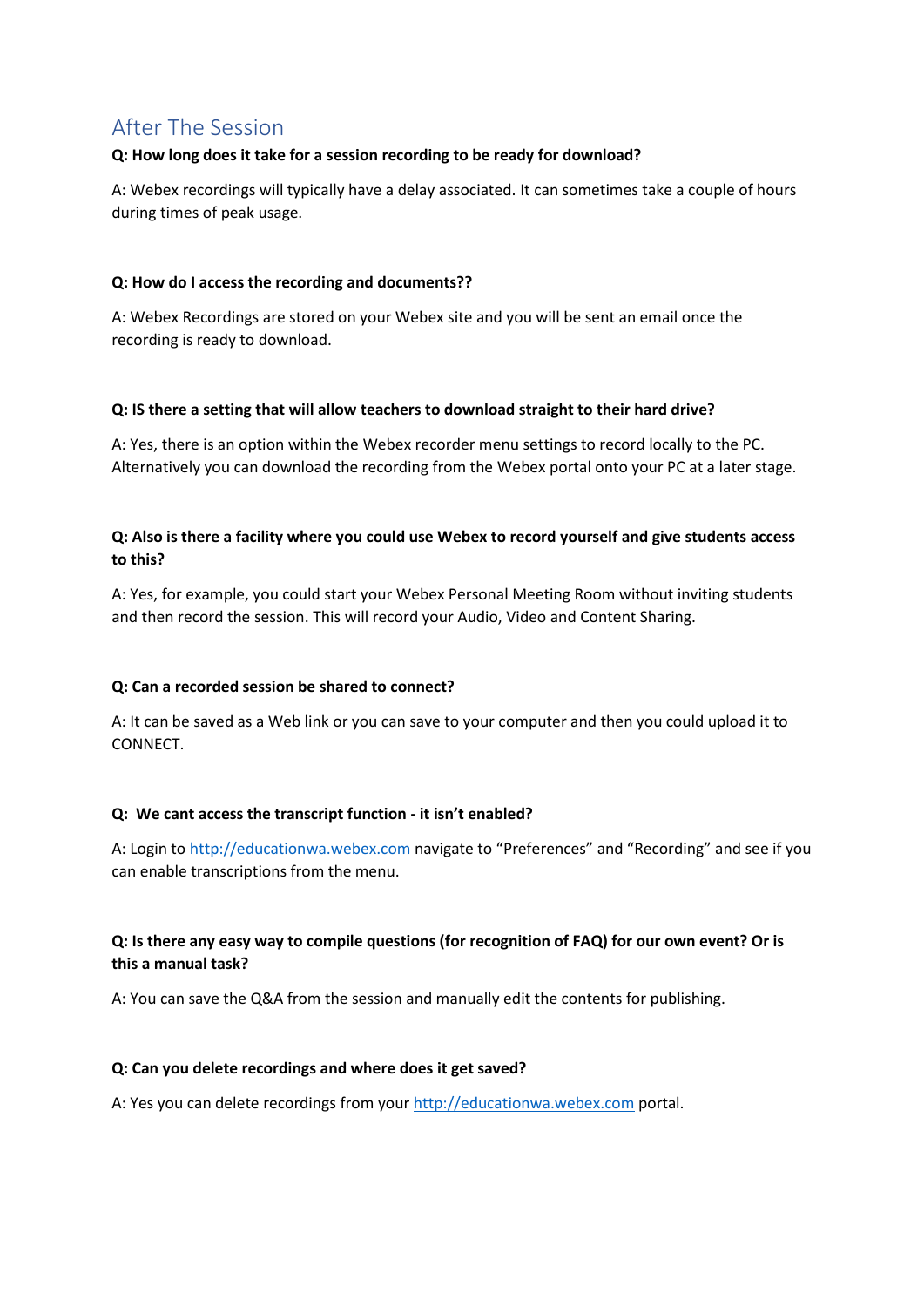## After The Session

**Q: How long does it take for a session recording to be ready for download?**

A: Webex recordings will typically have a delay associated. It can sometimes take a couple of hours during times of peak usage.

**Q: How do I access the recording and documents??**

A: Webex Recordings are stored on your Webex site and you will be sent an email once the recording is ready to download.

**Q: IS there a setting that will allow teachers to download straight to their hard drive?**

A: Yes, there is an option within the Webex recorder menu settings to record locally to the PC. Alternatively you can download the recording from the Webex portal onto your PC at a later stage.

**Q: Also is there a facility where you could use Webex to record yourself and give students access to this?**

A: Yes, for example, you could start your Webex Personal Meeting Room without inviting students and then record the session. This will record your Audio, Video and Content Sharing.

**Q: Can a recorded session be shared to connect?**

A: It can be saved as a Web link or you can save to your computer and then you could upload it to CONNECT.

**Q: We cant access the transcript function - it isn't enabled?**

A: Login to [http://educationwa.webex.com](http://educationwa.webex.com) navigate to "Preferences" and "Recording" and see if you can enable transcriptions from the menu.

**Q: Is there any easy way to compile questions (for recognition of FAQ) for our own event? Or is this a manual task?**

A: You can save the Q&A from the session and manually edit the contents for publishing.

**Q: Can you delete recordings and where does it get saved?**

A: Yes you can delete recordings from your [http://educationwa.webex.com](http://educationwa.webex.com) portal.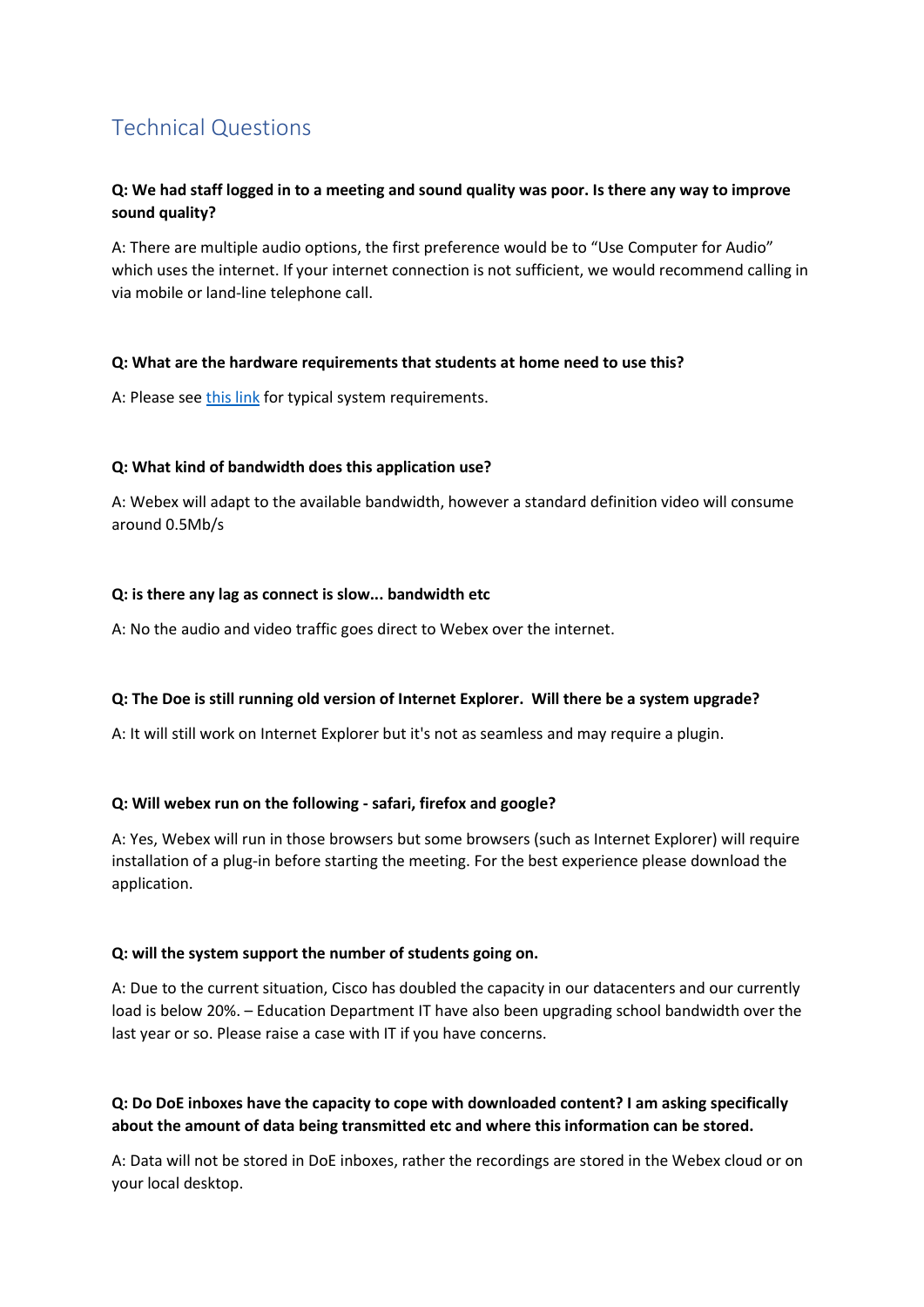## Technical Questions

**Q: We had staff logged in to a meeting and sound quality was poor. Is there any way to improve sound quality?**

A: There are multiple audio options, the first preference would be to "Use Computer for Audio" which uses the internet. If your internet connection is not sufficient, we would recommend calling in via mobile or land-line telephone call.

**Q: What are the hardware requirements that students at home need to use this?**

A: Please see this link for typical system requirements.

**Q: What kind of bandwidth does this application use?**

A: Webex will adapt to the available bandwidth, however a standard definition video will consume around 0.5Mb/s

**Q: is there any lag as connect is slow... bandwidth etc**

A: No the audio and video traffic goes direct to Webex over the internet.

**Q: The Doe is still running old version of Internet Explorer. Will there be a system upgrade?**

A: It will still work on Internet Explorer but it's not as seamless and may require a plugin.

**Q: Will webex run on the following - safari, firefox and google?**

A: Yes, Webex will run in those browsers but some browsers (such as Internet Explorer) will require installation of a plug-in before starting the meeting. For the best experience please download the application.

**Q: will the system support the number of students going on.**

A: Due to the current situation, Cisco has doubled the capacity in our datacenters and our currently load is below 20%. – Education Department IT have also been upgrading school bandwidth over the last year or so. Please raise a case with IT if you have concerns.

**Q: Do DoE inboxes have the capacity to cope with downloaded content? I am asking specifically about the amount of data being transmitted etc and where this information can be stored.**

A: Data will not be stored in DoE inboxes, rather the recordings are stored in the Webex cloud or on your local desktop.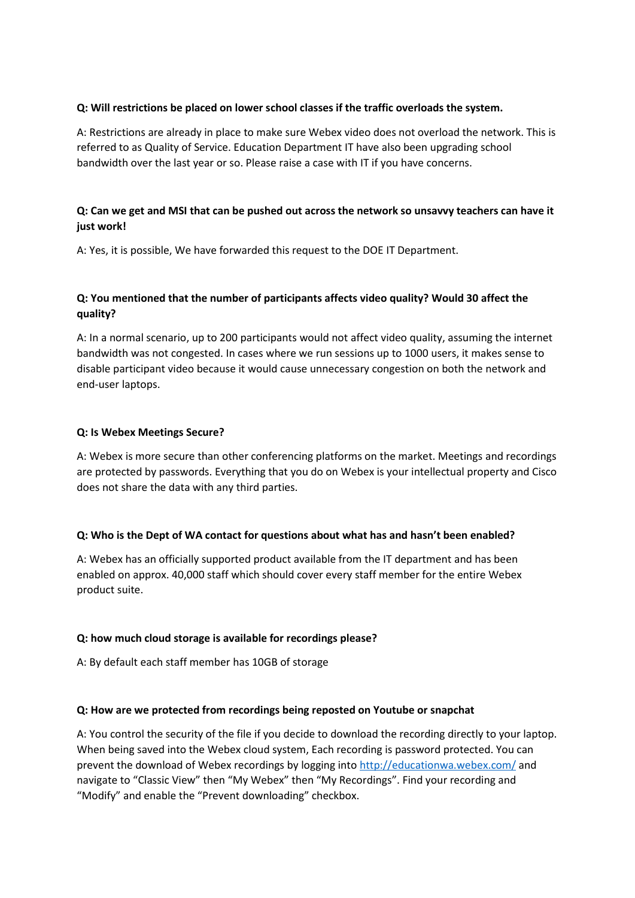**Q: Will restrictions be placed on lower school classes if the traffic overloads the system.**

A: Restrictions are already in place to make sure Webex video does not overload the network. This is referred to as Quality of Service. Education Department IT have also been upgrading school bandwidth over the last year or so. Please raise a case with IT if you have concerns.

**Q: Can we get and MSI that can be pushed out across the network so unsavvy teachers can have it just work!**

A: Yes, it is possible, We have forwarded this request to the DOE IT Department.

**Q: You mentioned that the number of participants affects video quality? Would 30 affect the quality?**

A: In a normal scenario, up to 200 participants would not affect video quality, assuming the internet bandwidth was not congested. In cases where we run sessions up to 1000 users, it makes sense to disable participant video because it would cause unnecessary congestion on both the network and end-user laptops.

**Q: Is Webex Meetings Secure?**

A: Webex is more secure than other conferencing platforms on the market. Meetings and recordings are protected by passwords. Everything that you do on Webex is your intellectual property and Cisco does not share the data with any third parties.

**Q: Who is the Dept of WA contact for questions about what has and hasn't been enabled?**

A: Webex has an officially supported product available from the IT department and has been enabled on approx. 40,000 staff which should cover every staff member for the entire Webex product suite.

**Q: how much cloud storage is available for recordings please?**

A: By default each staff member has 10GB of storage

**Q: How are we protected from recordings being reposted on Youtube or snapchat**

A: You control the security of the file if you decide to download the recording directly to your laptop. When being saved into the Webex cloud system, Each recording is password protected. You can prevent the download of Webex recordings by logging into [http://educationwa.webex.com/](http://educationwa.webex.com/) and navigate to "Classic View" then "My Webex" then "My Recordings". Find your recording and "Modify" and enable the "Prevent downloading" checkbox.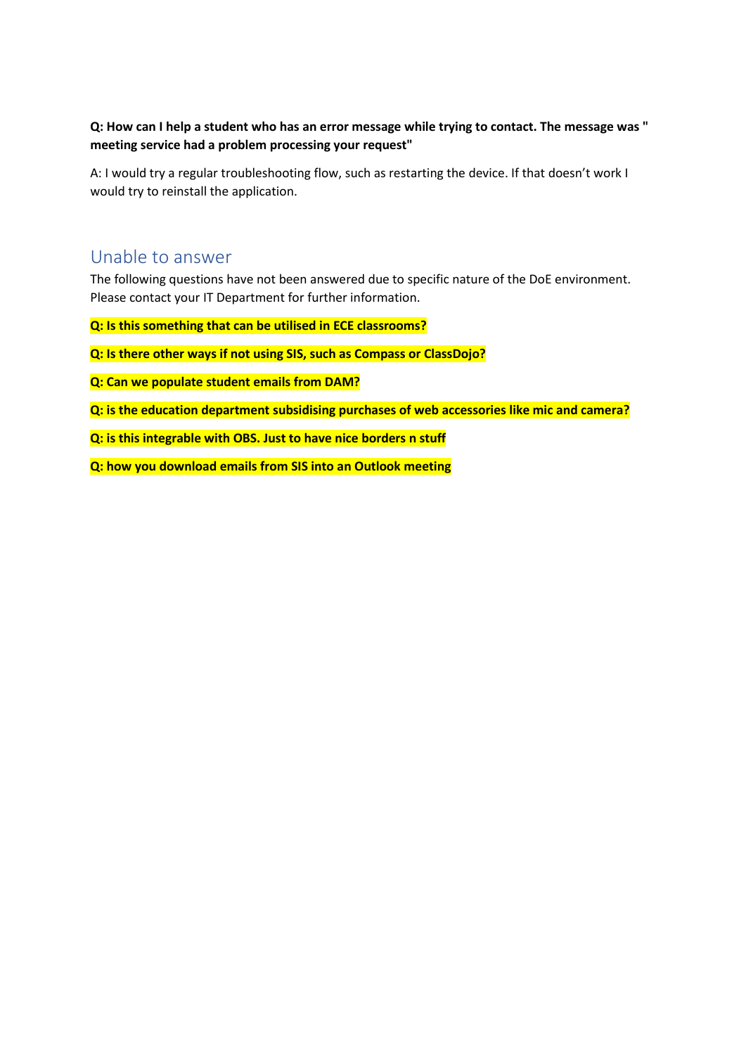**Q: How can I help a student who has an error message while trying to contact. The message was " meeting service had a problem processing your request"**

A: I would try a regular troubleshooting flow, such as restarting the device. If that doesn't work I would try to reinstall the application.

## Unable to answer

The following questions have not been answered due to specific nature of the DoE environment. Please contact your IT Department for further information.

**Q: Is this something that can be utilised in ECE classrooms?**

**Q: Is there other ways if not using SIS, such as Compass or ClassDojo?**

**Q: Can we populate student emails from DAM?**

**Q: is the education department subsidising purchases of web accessories like mic and camera?**

**Q: is this integrable with OBS. Just to have nice borders n stuff**

**Q: how you download emails from SIS into an Outlook meeting**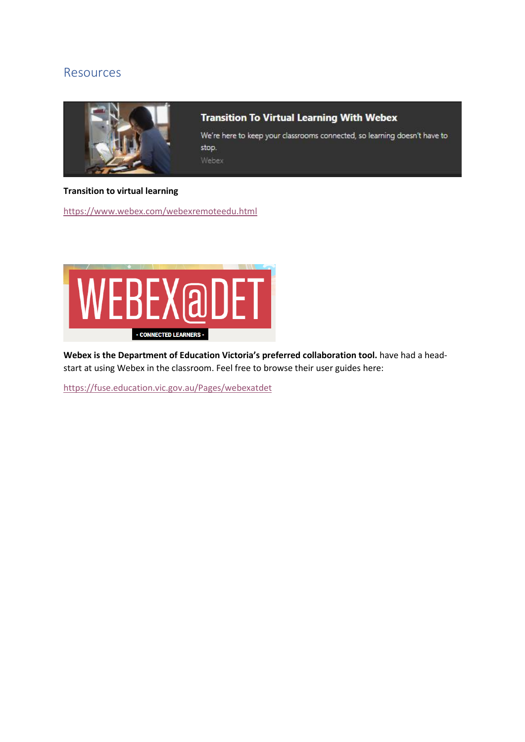## Resources

**Transition to virtual learning**

https://www.webex.com/webexremoteedu.html

**Webex is the Department of Education Victoria's preferred collaboration tool.** have had a head-start at using Webex in the classroom. Feel free to browse their user guides here:

https://fuse.education.vic.gov.au/Pages/webexatdet